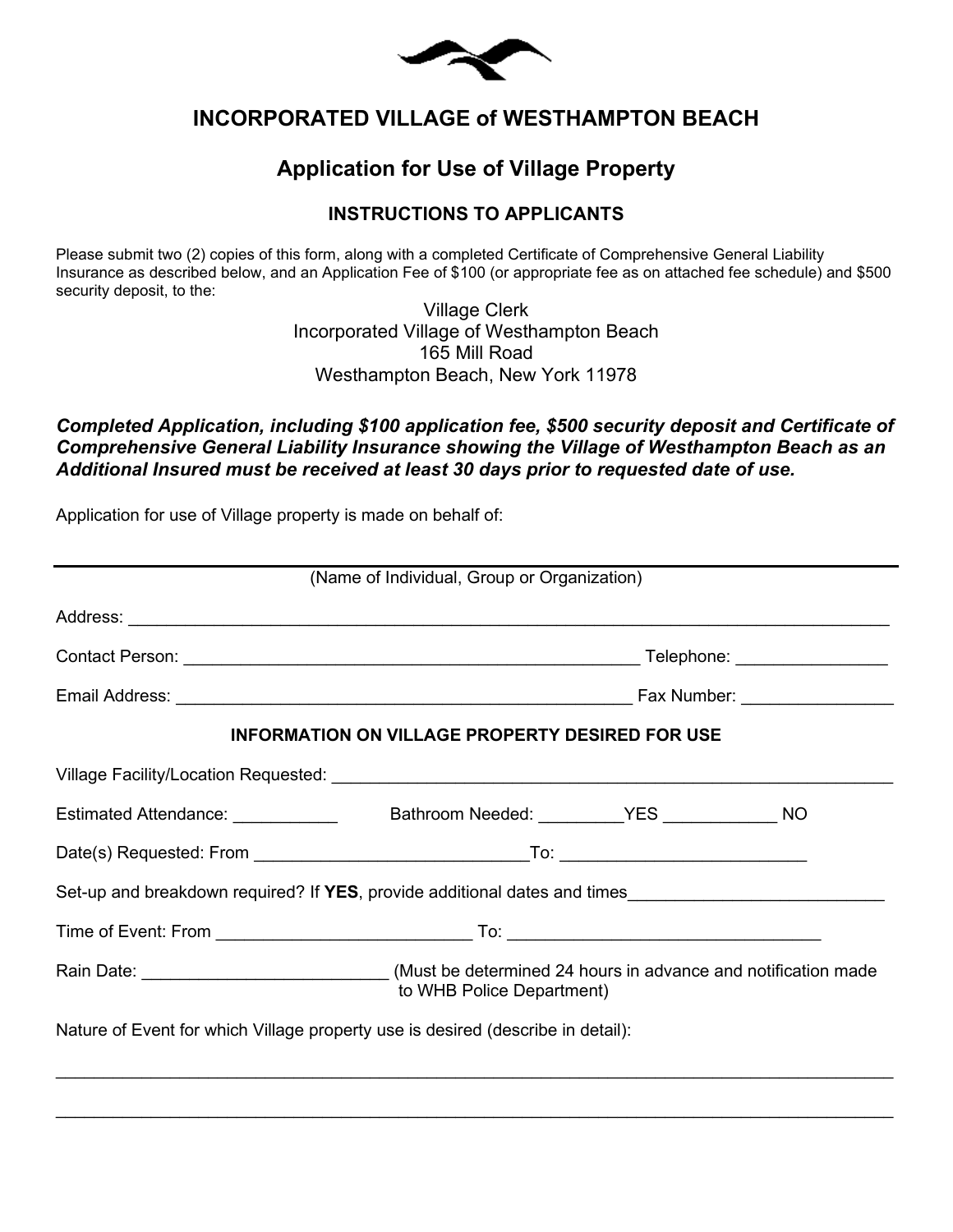# INCORPORATED VILLAGE of WESTHAMPTON BEACH

## Application for Use of Village Property

### INSTRUCTIONS TO APPLICANTS

Please submit two (2) copies of this form, along with a completed Certificate of Comprehensive General Liability Insurance as described below, and an Application Fee of $100 (or appropriate fee as on attached fee schedule) and $500 security deposit, to the:

Village Clerk
Incorporated Village of Westhampton Beach
165 Mill Road
Westhampton Beach, New York 11978

***Completed Application, including $100 application fee, $500 security deposit and Certificate of Comprehensive General Liability Insurance showing the Village of Westhampton Beach as an Additional Insured must be received at least 30 days prior to requested date of use.***

Application for use of Village property is made on behalf of:

_______________________________________________________________________________
(Name of Individual, Group or Organization)

Address: _______________________________________________________________________________

Contact Person: __________________________________________________ Telephone: ________________

Email Address: __________________________________________________ Fax Number: ________________

### INFORMATION ON VILLAGE PROPERTY DESIRED FOR USE

Village Facility/Location Requested: ____________________________________________________________

Estimated Attendance: ___________ Bathroom Needed: _________YES ____________ NO

Date(s) Requested: From _____________________________To: _________________________

Set-up and breakdown required? If **YES**, provide additional dates and times___________________________

Time of Event: From __________________________ To: ________________________________

Rain Date: _________________________ (Must be determined 24 hours in advance and notification made to WHB Police Department)

Nature of Event for which Village property use is desired (describe in detail):

_______________________________________________________________________________

_______________________________________________________________________________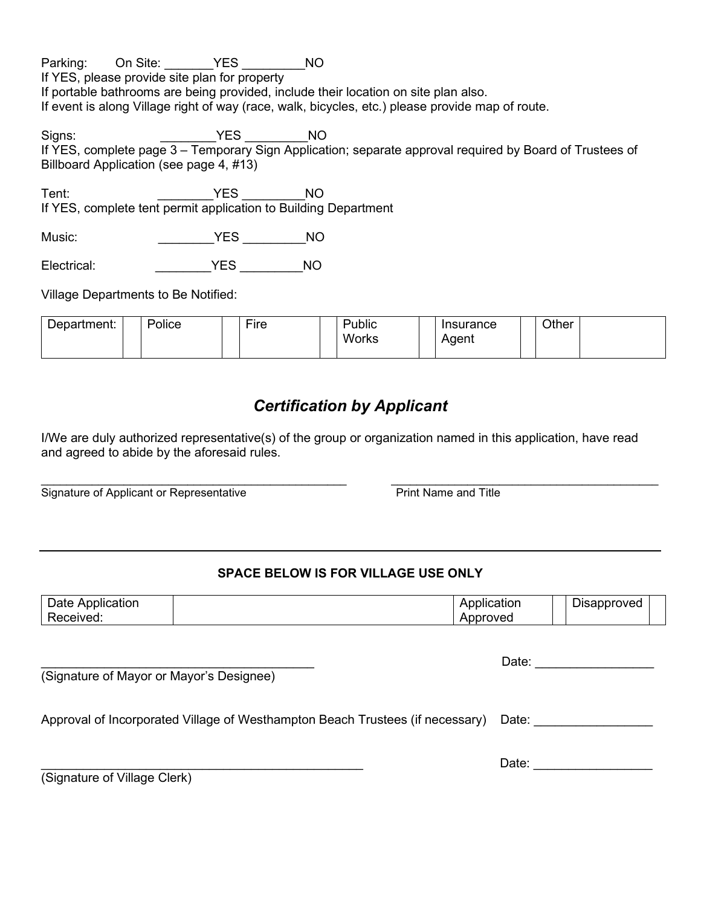Parking: On Site: _______YES _________NO

If YES, please provide site plan for property

If portable bathrooms are being provided, include their location on site plan also.

If event is along Village right of way (race, walk, bicycles, etc.) please provide map of route.

Signs: ________YES _________NO

If YES, complete page 3 – Temporary Sign Application; separate approval required by Board of Trustees of Billboard Application (see page 4, #13)

Tent: ________YES _________NO

If YES, complete tent permit application to Building Department

Music: ________YES _________NO

Electrical: ________YES _________NO

Village Departments to Be Notified:

| Department: | | Police | | Fire | | Public Works | | Insurance Agent | | Other | |
|---|---|---|---|---|---|---|---|---|---|---|---|
| | | | | | | | | | | | |

## *Certification by Applicant*

I/We are duly authorized representative(s) of the group or organization named in this application, have read and agreed to abide by the aforesaid rules.

_______________________________________________ Signature of Applicant or Representative

_______________________________________________ Print Name and Title

---

**SPACE BELOW IS FOR VILLAGE USE ONLY**

| Date Application Received: | | Application Approved | | Disapproved | |
|---|---|---|---|---|---|

_______________________________________ Date: _________________

(Signature of Mayor or Mayor's Designee)

Approval of Incorporated Village of Westhampton Beach Trustees (if necessary) Date: _________________

______________________________________________ Date: _________________

(Signature of Village Clerk)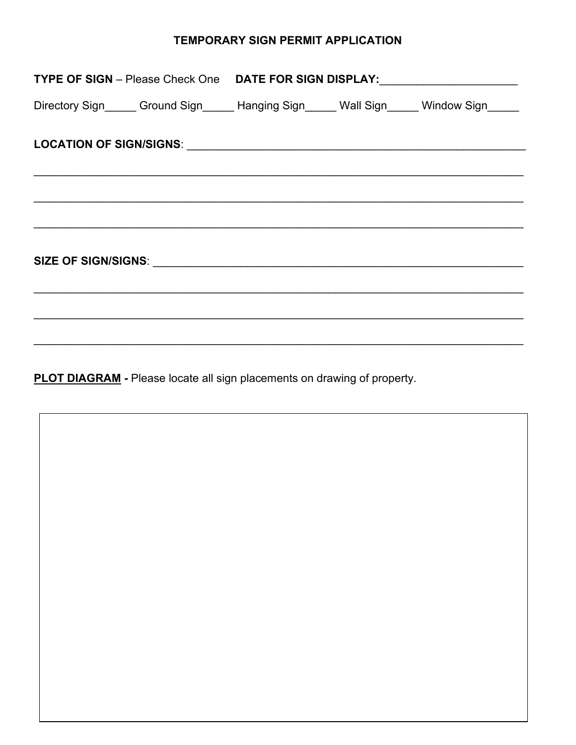# TEMPORARY SIGN PERMIT APPLICATION

**TYPE OF SIGN** – Please Check One **DATE FOR SIGN DISPLAY:**______________________

Directory Sign_____ Ground Sign_____ Hanging Sign_____ Wall Sign_____ Window Sign_____

**LOCATION OF SIGN/SIGNS**: ________________________________________________________

________________________________________________________________________________

________________________________________________________________________________

________________________________________________________________________________

**SIZE OF SIGN/SIGNS**: ____________________________________________________________

________________________________________________________________________________

________________________________________________________________________________

________________________________________________________________________________

**PLOT DIAGRAM -** Please locate all sign placements on drawing of property.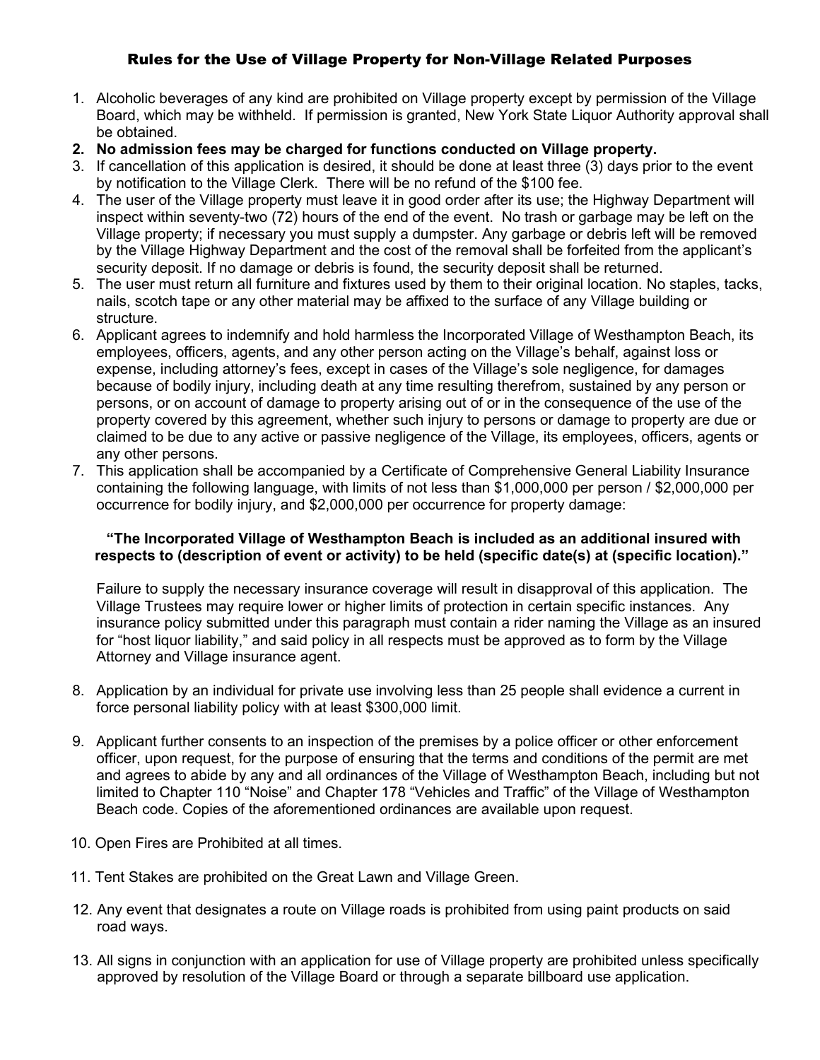# Rules for the Use of Village Property for Non-Village Related Purposes

1. Alcoholic beverages of any kind are prohibited on Village property except by permission of the Village Board, which may be withheld. If permission is granted, New York State Liquor Authority approval shall be obtained.
2. **No admission fees may be charged for functions conducted on Village property.**
3. If cancellation of this application is desired, it should be done at least three (3) days prior to the event by notification to the Village Clerk. There will be no refund of the $100 fee.
4. The user of the Village property must leave it in good order after its use; the Highway Department will inspect within seventy-two (72) hours of the end of the event. No trash or garbage may be left on the Village property; if necessary you must supply a dumpster. Any garbage or debris left will be removed by the Village Highway Department and the cost of the removal shall be forfeited from the applicant's security deposit. If no damage or debris is found, the security deposit shall be returned.
5. The user must return all furniture and fixtures used by them to their original location. No staples, tacks, nails, scotch tape or any other material may be affixed to the surface of any Village building or structure.
6. Applicant agrees to indemnify and hold harmless the Incorporated Village of Westhampton Beach, its employees, officers, agents, and any other person acting on the Village's behalf, against loss or expense, including attorney's fees, except in cases of the Village's sole negligence, for damages because of bodily injury, including death at any time resulting therefrom, sustained by any person or persons, or on account of damage to property arising out of or in the consequence of the use of the property covered by this agreement, whether such injury to persons or damage to property are due or claimed to be due to any active or passive negligence of the Village, its employees, officers, agents or any other persons.
7. This application shall be accompanied by a Certificate of Comprehensive General Liability Insurance containing the following language, with limits of not less than $1,000,000 per person / $2,000,000 per occurrence for bodily injury, and $2,000,000 per occurrence for property damage:

   **"The Incorporated Village of Westhampton Beach is included as an additional insured with respects to (description of event or activity) to be held (specific date(s) at (specific location)."**

   Failure to supply the necessary insurance coverage will result in disapproval of this application. The Village Trustees may require lower or higher limits of protection in certain specific instances. Any insurance policy submitted under this paragraph must contain a rider naming the Village as an insured for "host liquor liability," and said policy in all respects must be approved as to form by the Village Attorney and Village insurance agent.

8. Application by an individual for private use involving less than 25 people shall evidence a current in force personal liability policy with at least $300,000 limit.

9. Applicant further consents to an inspection of the premises by a police officer or other enforcement officer, upon request, for the purpose of ensuring that the terms and conditions of the permit are met and agrees to abide by any and all ordinances of the Village of Westhampton Beach, including but not limited to Chapter 110 "Noise" and Chapter 178 "Vehicles and Traffic" of the Village of Westhampton Beach code. Copies of the aforementioned ordinances are available upon request.

10. Open Fires are Prohibited at all times.

11. Tent Stakes are prohibited on the Great Lawn and Village Green.

12. Any event that designates a route on Village roads is prohibited from using paint products on said road ways.

13. All signs in conjunction with an application for use of Village property are prohibited unless specifically approved by resolution of the Village Board or through a separate billboard use application.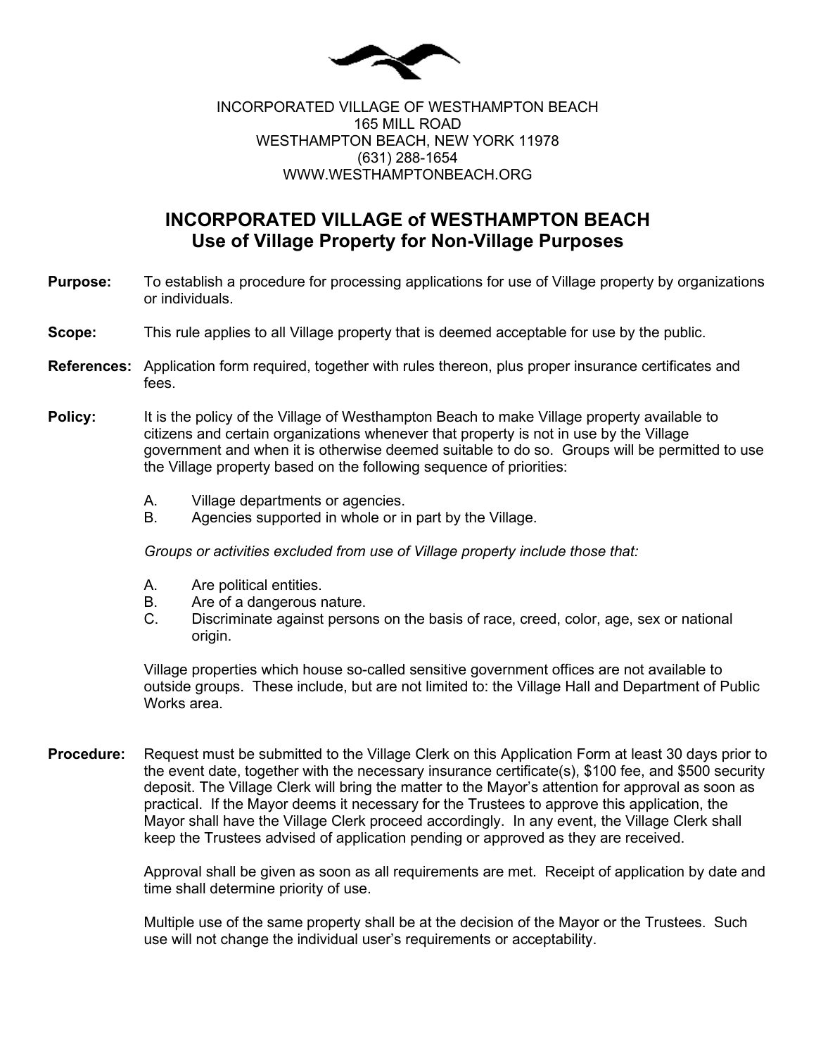INCORPORATED VILLAGE OF WESTHAMPTON BEACH
165 MILL ROAD
WESTHAMPTON BEACH, NEW YORK 11978
(631) 288-1654
WWW.WESTHAMPTONBEACH.ORG

# INCORPORATED VILLAGE of WESTHAMPTON BEACH
## Use of Village Property for Non-Village Purposes

**Purpose:** To establish a procedure for processing applications for use of Village property by organizations or individuals.

**Scope:** This rule applies to all Village property that is deemed acceptable for use by the public.

**References:** Application form required, together with rules thereon, plus proper insurance certificates and fees.

**Policy:** It is the policy of the Village of Westhampton Beach to make Village property available to citizens and certain organizations whenever that property is not in use by the Village government and when it is otherwise deemed suitable to do so. Groups will be permitted to use the Village property based on the following sequence of priorities:

A. Village departments or agencies.
B. Agencies supported in whole or in part by the Village.

*Groups or activities excluded from use of Village property include those that:*

A. Are political entities.
B. Are of a dangerous nature.
C. Discriminate against persons on the basis of race, creed, color, age, sex or national origin.

Village properties which house so-called sensitive government offices are not available to outside groups. These include, but are not limited to: the Village Hall and Department of Public Works area.

**Procedure:** Request must be submitted to the Village Clerk on this Application Form at least 30 days prior to the event date, together with the necessary insurance certificate(s), $100 fee, and $500 security deposit. The Village Clerk will bring the matter to the Mayor's attention for approval as soon as practical. If the Mayor deems it necessary for the Trustees to approve this application, the Mayor shall have the Village Clerk proceed accordingly. In any event, the Village Clerk shall keep the Trustees advised of application pending or approved as they are received.

Approval shall be given as soon as all requirements are met. Receipt of application by date and time shall determine priority of use.

Multiple use of the same property shall be at the decision of the Mayor or the Trustees. Such use will not change the individual user's requirements or acceptability.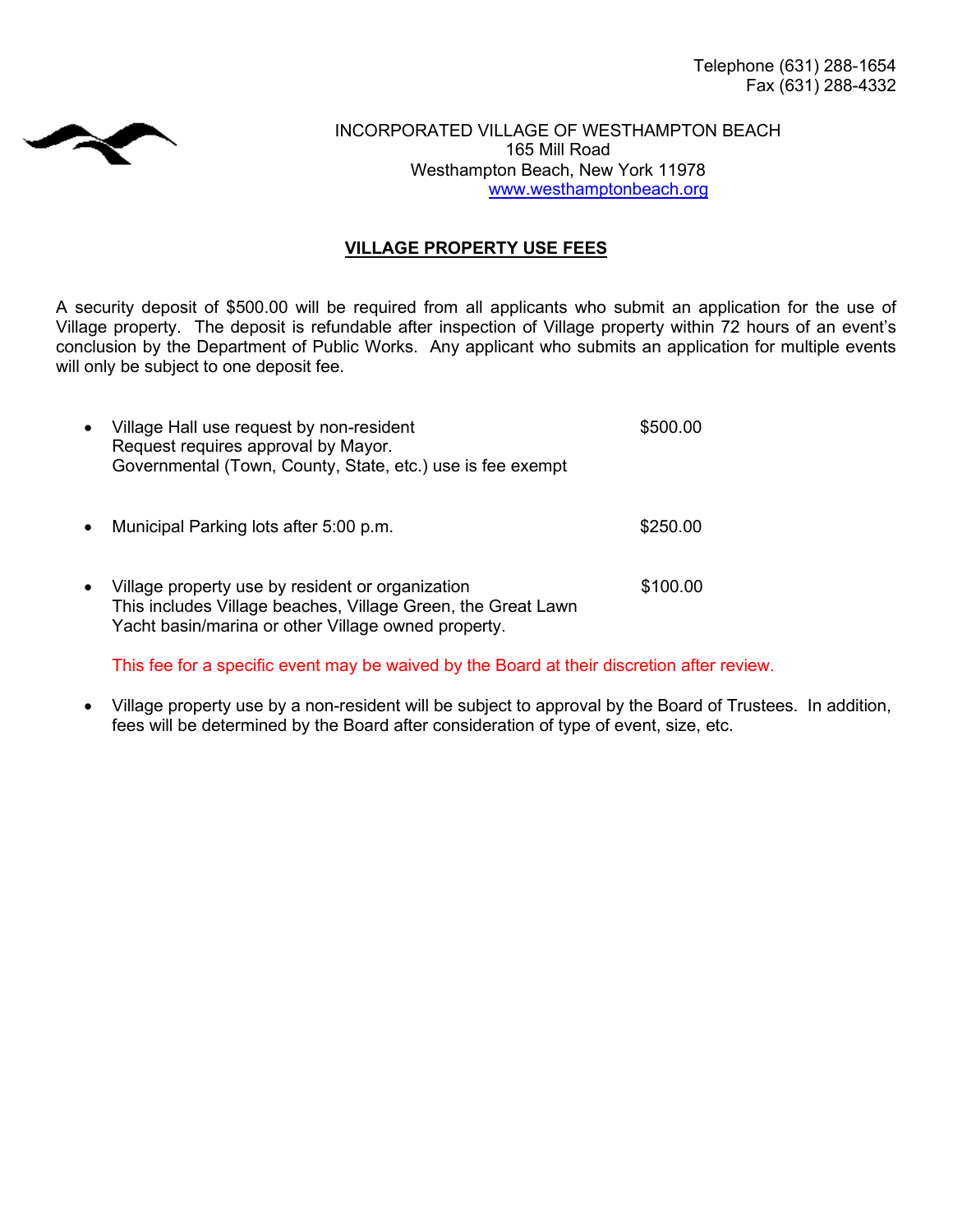Telephone (631) 288-1654
Fax (631) 288-4332

INCORPORATED VILLAGE OF WESTHAMPTON BEACH
165 Mill Road
Westhampton Beach, New York 11978
www.westhamptonbeach.org

## VILLAGE PROPERTY USE FEES

A security deposit of $500.00 will be required from all applicants who submit an application for the use of Village property. The deposit is refundable after inspection of Village property within 72 hours of an event's conclusion by the Department of Public Works. Any applicant who submits an application for multiple events will only be subject to one deposit fee.

- Village Hall use request by non-resident — $500.00
  Request requires approval by Mayor.
  Governmental (Town, County, State, etc.) use is fee exempt

- Municipal Parking lots after 5:00 p.m. — $250.00

- Village property use by resident or organization — $100.00
  This includes Village beaches, Village Green, the Great Lawn
  Yacht basin/marina or other Village owned property.

  This fee for a specific event may be waived by the Board at their discretion after review.

- Village property use by a non-resident will be subject to approval by the Board of Trustees. In addition, fees will be determined by the Board after consideration of type of event, size, etc.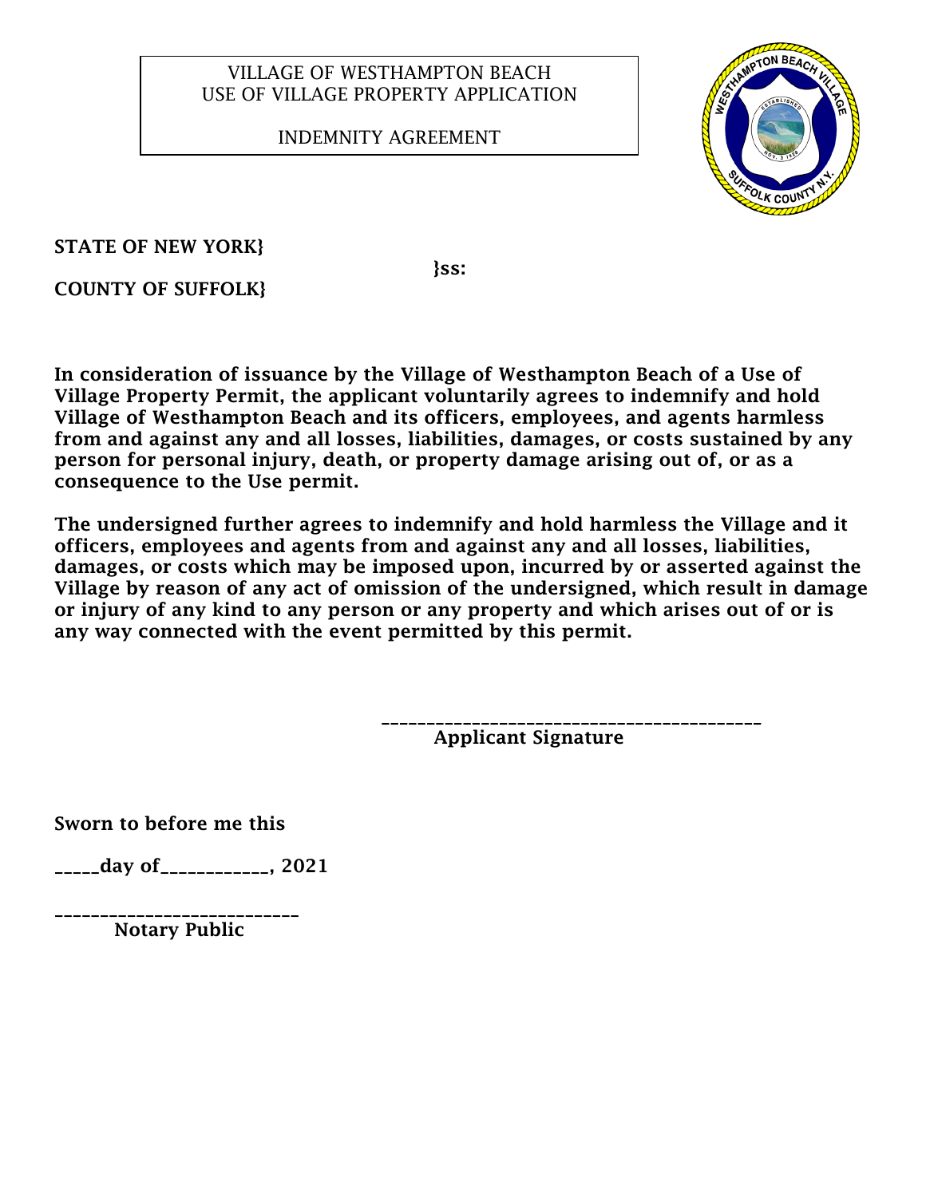VILLAGE OF WESTHAMPTON BEACH
USE OF VILLAGE PROPERTY APPLICATION

INDEMNITY AGREEMENT

**STATE OF NEW YORK}**

**}ss:**

**COUNTY OF SUFFOLK}**

**In consideration of issuance by the Village of Westhampton Beach of a Use of Village Property Permit, the applicant voluntarily agrees to indemnify and hold Village of Westhampton Beach and its officers, employees, and agents harmless from and against any and all losses, liabilities, damages, or costs sustained by any person for personal injury, death, or property damage arising out of, or as a consequence to the Use permit.**

**The undersigned further agrees to indemnify and hold harmless the Village and it officers, employees and agents from and against any and all losses, liabilities, damages, or costs which may be imposed upon, incurred by or asserted against the Village by reason of any act of omission of the undersigned, which result in damage or injury of any kind to any person or any property and which arises out of or is any way connected with the event permitted by this permit.**

________________________________________
**Applicant Signature**

**Sworn to before me this**

**_____day of____________, 2021**

___________________________
**Notary Public**